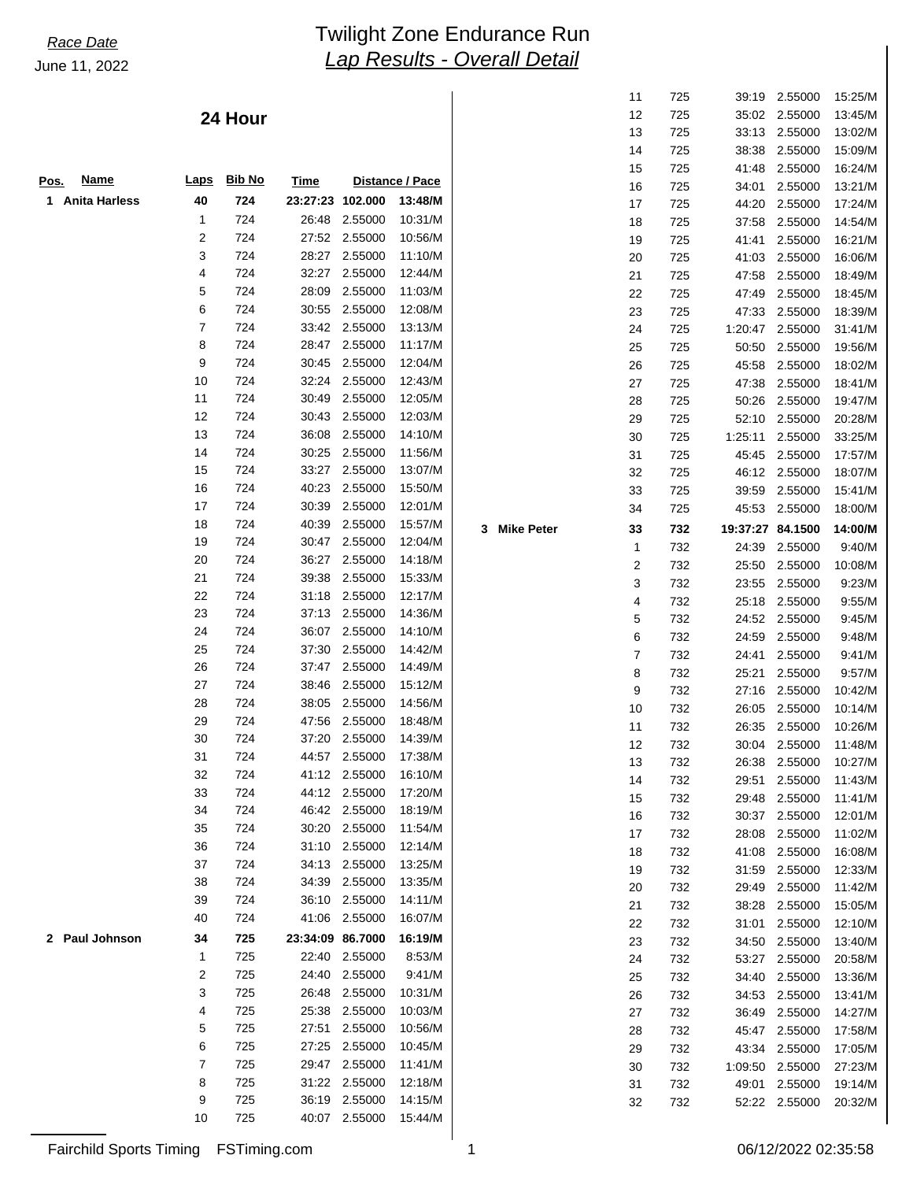*Race Date*
June 11, 2022

# Twilight Zone Endurance Run
## *Lap Results - Overall Detail*

### 24 Hour

| Pos. | Name | Laps | Bib No | Time | Distance | Pace |
|---|---|---|---|---|---|---|
| **1** | **Anita Harless** | **40** | **724** | **23:27:23** | **102.000** | **13:48/M** |
| | | 1 | 724 | 26:48 | 2.55000 | 10:31/M |
| | | 2 | 724 | 27:52 | 2.55000 | 10:56/M |
| | | 3 | 724 | 28:27 | 2.55000 | 11:10/M |
| | | 4 | 724 | 32:27 | 2.55000 | 12:44/M |
| | | 5 | 724 | 28:09 | 2.55000 | 11:03/M |
| | | 6 | 724 | 30:55 | 2.55000 | 12:08/M |
| | | 7 | 724 | 33:42 | 2.55000 | 13:13/M |
| | | 8 | 724 | 28:47 | 2.55000 | 11:17/M |
| | | 9 | 724 | 30:45 | 2.55000 | 12:04/M |
| | | 10 | 724 | 32:24 | 2.55000 | 12:43/M |
| | | 11 | 724 | 30:49 | 2.55000 | 12:05/M |
| | | 12 | 724 | 30:43 | 2.55000 | 12:03/M |
| | | 13 | 724 | 36:08 | 2.55000 | 14:10/M |
| | | 14 | 724 | 30:25 | 2.55000 | 11:56/M |
| | | 15 | 724 | 33:27 | 2.55000 | 13:07/M |
| | | 16 | 724 | 40:23 | 2.55000 | 15:50/M |
| | | 17 | 724 | 30:39 | 2.55000 | 12:01/M |
| | | 18 | 724 | 40:39 | 2.55000 | 15:57/M |
| | | 19 | 724 | 30:47 | 2.55000 | 12:04/M |
| | | 20 | 724 | 36:27 | 2.55000 | 14:18/M |
| | | 21 | 724 | 39:38 | 2.55000 | 15:33/M |
| | | 22 | 724 | 31:18 | 2.55000 | 12:17/M |
| | | 23 | 724 | 37:13 | 2.55000 | 14:36/M |
| | | 24 | 724 | 36:07 | 2.55000 | 14:10/M |
| | | 25 | 724 | 37:30 | 2.55000 | 14:42/M |
| | | 26 | 724 | 37:47 | 2.55000 | 14:49/M |
| | | 27 | 724 | 38:46 | 2.55000 | 15:12/M |
| | | 28 | 724 | 38:05 | 2.55000 | 14:56/M |
| | | 29 | 724 | 47:56 | 2.55000 | 18:48/M |
| | | 30 | 724 | 37:20 | 2.55000 | 14:39/M |
| | | 31 | 724 | 44:57 | 2.55000 | 17:38/M |
| | | 32 | 724 | 41:12 | 2.55000 | 16:10/M |
| | | 33 | 724 | 44:12 | 2.55000 | 17:20/M |
| | | 34 | 724 | 46:42 | 2.55000 | 18:19/M |
| | | 35 | 724 | 30:20 | 2.55000 | 11:54/M |
| | | 36 | 724 | 31:10 | 2.55000 | 12:14/M |
| | | 37 | 724 | 34:13 | 2.55000 | 13:25/M |
| | | 38 | 724 | 34:39 | 2.55000 | 13:35/M |
| | | 39 | 724 | 36:10 | 2.55000 | 14:11/M |
| | | 40 | 724 | 41:06 | 2.55000 | 16:07/M |
| **2** | **Paul Johnson** | **34** | **725** | **23:34:09** | **86.7000** | **16:19/M** |
| | | 1 | 725 | 22:40 | 2.55000 | 8:53/M |
| | | 2 | 725 | 24:40 | 2.55000 | 9:41/M |
| | | 3 | 725 | 26:48 | 2.55000 | 10:31/M |
| | | 4 | 725 | 25:38 | 2.55000 | 10:03/M |
| | | 5 | 725 | 27:51 | 2.55000 | 10:56/M |
| | | 6 | 725 | 27:25 | 2.55000 | 10:45/M |
| | | 7 | 725 | 29:47 | 2.55000 | 11:41/M |
| | | 8 | 725 | 31:22 | 2.55000 | 12:18/M |
| | | 9 | 725 | 36:19 | 2.55000 | 14:15/M |
| | | 10 | 725 | 40:07 | 2.55000 | 15:44/M |
| | | 11 | 725 | 39:19 | 2.55000 | 15:25/M |
| | | 12 | 725 | 35:02 | 2.55000 | 13:45/M |
| | | 13 | 725 | 33:13 | 2.55000 | 13:02/M |
| | | 14 | 725 | 38:38 | 2.55000 | 15:09/M |
| | | 15 | 725 | 41:48 | 2.55000 | 16:24/M |
| | | 16 | 725 | 34:01 | 2.55000 | 13:21/M |
| | | 17 | 725 | 44:20 | 2.55000 | 17:24/M |
| | | 18 | 725 | 37:58 | 2.55000 | 14:54/M |
| | | 19 | 725 | 41:41 | 2.55000 | 16:21/M |
| | | 20 | 725 | 41:03 | 2.55000 | 16:06/M |
| | | 21 | 725 | 47:58 | 2.55000 | 18:49/M |
| | | 22 | 725 | 47:49 | 2.55000 | 18:45/M |
| | | 23 | 725 | 47:33 | 2.55000 | 18:39/M |
| | | 24 | 725 | 1:20:47 | 2.55000 | 31:41/M |
| | | 25 | 725 | 50:50 | 2.55000 | 19:56/M |
| | | 26 | 725 | 45:58 | 2.55000 | 18:02/M |
| | | 27 | 725 | 47:38 | 2.55000 | 18:41/M |
| | | 28 | 725 | 50:26 | 2.55000 | 19:47/M |
| | | 29 | 725 | 52:10 | 2.55000 | 20:28/M |
| | | 30 | 725 | 1:25:11 | 2.55000 | 33:25/M |
| | | 31 | 725 | 45:45 | 2.55000 | 17:57/M |
| | | 32 | 725 | 46:12 | 2.55000 | 18:07/M |
| | | 33 | 725 | 39:59 | 2.55000 | 15:41/M |
| | | 34 | 725 | 45:53 | 2.55000 | 18:00/M |
| **3** | **Mike Peter** | **33** | **732** | **19:37:27** | **84.1500** | **14:00/M** |
| | | 1 | 732 | 24:39 | 2.55000 | 9:40/M |
| | | 2 | 732 | 25:50 | 2.55000 | 10:08/M |
| | | 3 | 732 | 23:55 | 2.55000 | 9:23/M |
| | | 4 | 732 | 25:18 | 2.55000 | 9:55/M |
| | | 5 | 732 | 24:52 | 2.55000 | 9:45/M |
| | | 6 | 732 | 24:59 | 2.55000 | 9:48/M |
| | | 7 | 732 | 24:41 | 2.55000 | 9:41/M |
| | | 8 | 732 | 25:21 | 2.55000 | 9:57/M |
| | | 9 | 732 | 27:16 | 2.55000 | 10:42/M |
| | | 10 | 732 | 26:05 | 2.55000 | 10:14/M |
| | | 11 | 732 | 26:35 | 2.55000 | 10:26/M |
| | | 12 | 732 | 30:04 | 2.55000 | 11:48/M |
| | | 13 | 732 | 26:38 | 2.55000 | 10:27/M |
| | | 14 | 732 | 29:51 | 2.55000 | 11:43/M |
| | | 15 | 732 | 29:48 | 2.55000 | 11:41/M |
| | | 16 | 732 | 30:37 | 2.55000 | 12:01/M |
| | | 17 | 732 | 28:08 | 2.55000 | 11:02/M |
| | | 18 | 732 | 41:08 | 2.55000 | 16:08/M |
| | | 19 | 732 | 31:59 | 2.55000 | 12:33/M |
| | | 20 | 732 | 29:49 | 2.55000 | 11:42/M |
| | | 21 | 732 | 38:28 | 2.55000 | 15:05/M |
| | | 22 | 732 | 31:01 | 2.55000 | 12:10/M |
| | | 23 | 732 | 34:50 | 2.55000 | 13:40/M |
| | | 24 | 732 | 53:27 | 2.55000 | 20:58/M |
| | | 25 | 732 | 34:40 | 2.55000 | 13:36/M |
| | | 26 | 732 | 34:53 | 2.55000 | 13:41/M |
| | | 27 | 732 | 36:49 | 2.55000 | 14:27/M |
| | | 28 | 732 | 45:47 | 2.55000 | 17:58/M |
| | | 29 | 732 | 43:34 | 2.55000 | 17:05/M |
| | | 30 | 732 | 1:09:50 | 2.55000 | 27:23/M |
| | | 31 | 732 | 49:01 | 2.55000 | 19:14/M |
| | | 32 | 732 | 52:22 | 2.55000 | 20:32/M |

Fairchild Sports Timing FSTiming.com 06/12/2022 02:35:58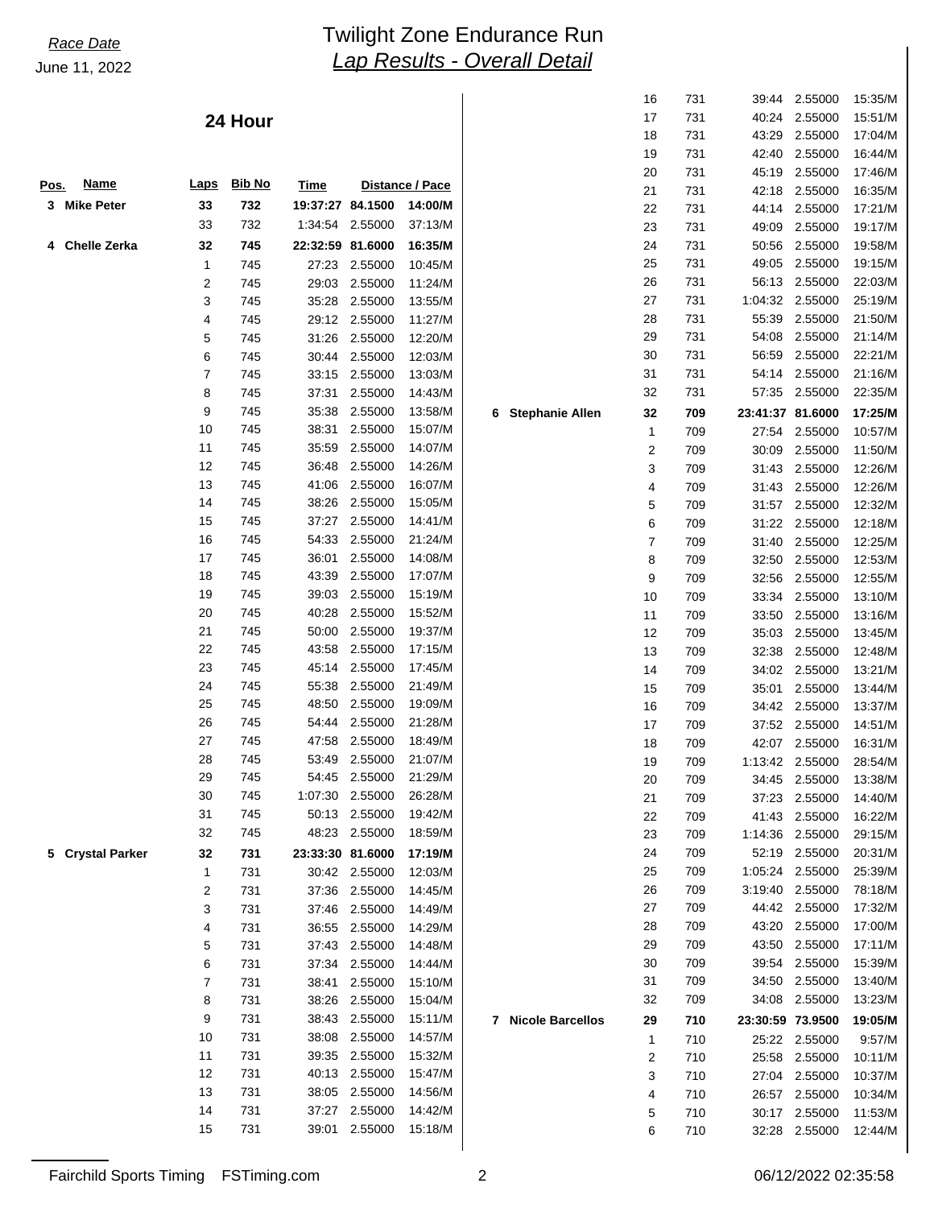# Twilight Zone Endurance Run

## *Lap Results - Overall Detail*

*Race Date*
June 11, 2022

## 24 Hour

| Pos. | Name | Laps | Bib No | Time | Distance | Pace |
|---|---|---|---|---|---|---|
| **3** | **Mike Peter** | **33** | **732** | **19:37:27** | **84.1500** | **14:00/M** |
| | | 33 | 732 | 1:34:54 | 2.55000 | 37:13/M |
| **4** | **Chelle Zerka** | **32** | **745** | **22:32:59** | **81.6000** | **16:35/M** |
| | | 1 | 745 | 27:23 | 2.55000 | 10:45/M |
| | | 2 | 745 | 29:03 | 2.55000 | 11:24/M |
| | | 3 | 745 | 35:28 | 2.55000 | 13:55/M |
| | | 4 | 745 | 29:12 | 2.55000 | 11:27/M |
| | | 5 | 745 | 31:26 | 2.55000 | 12:20/M |
| | | 6 | 745 | 30:44 | 2.55000 | 12:03/M |
| | | 7 | 745 | 33:15 | 2.55000 | 13:03/M |
| | | 8 | 745 | 37:31 | 2.55000 | 14:43/M |
| | | 9 | 745 | 35:38 | 2.55000 | 13:58/M |
| | | 10 | 745 | 38:31 | 2.55000 | 15:07/M |
| | | 11 | 745 | 35:59 | 2.55000 | 14:07/M |
| | | 12 | 745 | 36:48 | 2.55000 | 14:26/M |
| | | 13 | 745 | 41:06 | 2.55000 | 16:07/M |
| | | 14 | 745 | 38:26 | 2.55000 | 15:05/M |
| | | 15 | 745 | 37:27 | 2.55000 | 14:41/M |
| | | 16 | 745 | 54:33 | 2.55000 | 21:24/M |
| | | 17 | 745 | 36:01 | 2.55000 | 14:08/M |
| | | 18 | 745 | 43:39 | 2.55000 | 17:07/M |
| | | 19 | 745 | 39:03 | 2.55000 | 15:19/M |
| | | 20 | 745 | 40:28 | 2.55000 | 15:52/M |
| | | 21 | 745 | 50:00 | 2.55000 | 19:37/M |
| | | 22 | 745 | 43:58 | 2.55000 | 17:15/M |
| | | 23 | 745 | 45:14 | 2.55000 | 17:45/M |
| | | 24 | 745 | 55:38 | 2.55000 | 21:49/M |
| | | 25 | 745 | 48:50 | 2.55000 | 19:09/M |
| | | 26 | 745 | 54:44 | 2.55000 | 21:28/M |
| | | 27 | 745 | 47:58 | 2.55000 | 18:49/M |
| | | 28 | 745 | 53:49 | 2.55000 | 21:07/M |
| | | 29 | 745 | 54:45 | 2.55000 | 21:29/M |
| | | 30 | 745 | 1:07:30 | 2.55000 | 26:28/M |
| | | 31 | 745 | 50:13 | 2.55000 | 19:42/M |
| | | 32 | 745 | 48:23 | 2.55000 | 18:59/M |
| **5** | **Crystal Parker** | **32** | **731** | **23:33:30** | **81.6000** | **17:19/M** |
| | | 1 | 731 | 30:42 | 2.55000 | 12:03/M |
| | | 2 | 731 | 37:36 | 2.55000 | 14:45/M |
| | | 3 | 731 | 37:46 | 2.55000 | 14:49/M |
| | | 4 | 731 | 36:55 | 2.55000 | 14:29/M |
| | | 5 | 731 | 37:43 | 2.55000 | 14:48/M |
| | | 6 | 731 | 37:34 | 2.55000 | 14:44/M |
| | | 7 | 731 | 38:41 | 2.55000 | 15:10/M |
| | | 8 | 731 | 38:26 | 2.55000 | 15:04/M |
| | | 9 | 731 | 38:43 | 2.55000 | 15:11/M |
| | | 10 | 731 | 38:08 | 2.55000 | 14:57/M |
| | | 11 | 731 | 39:35 | 2.55000 | 15:32/M |
| | | 12 | 731 | 40:13 | 2.55000 | 15:47/M |
| | | 13 | 731 | 38:05 | 2.55000 | 14:56/M |
| | | 14 | 731 | 37:27 | 2.55000 | 14:42/M |
| | | 15 | 731 | 39:01 | 2.55000 | 15:18/M |
| | | 16 | 731 | 39:44 | 2.55000 | 15:35/M |
| | | 17 | 731 | 40:24 | 2.55000 | 15:51/M |
| | | 18 | 731 | 43:29 | 2.55000 | 17:04/M |
| | | 19 | 731 | 42:40 | 2.55000 | 16:44/M |
| | | 20 | 731 | 45:19 | 2.55000 | 17:46/M |
| | | 21 | 731 | 42:18 | 2.55000 | 16:35/M |
| | | 22 | 731 | 44:14 | 2.55000 | 17:21/M |
| | | 23 | 731 | 49:09 | 2.55000 | 19:17/M |
| | | 24 | 731 | 50:56 | 2.55000 | 19:58/M |
| | | 25 | 731 | 49:05 | 2.55000 | 19:15/M |
| | | 26 | 731 | 56:13 | 2.55000 | 22:03/M |
| | | 27 | 731 | 1:04:32 | 2.55000 | 25:19/M |
| | | 28 | 731 | 55:39 | 2.55000 | 21:50/M |
| | | 29 | 731 | 54:08 | 2.55000 | 21:14/M |
| | | 30 | 731 | 56:59 | 2.55000 | 22:21/M |
| | | 31 | 731 | 54:14 | 2.55000 | 21:16/M |
| | | 32 | 731 | 57:35 | 2.55000 | 22:35/M |
| **6** | **Stephanie Allen** | **32** | **709** | **23:41:37** | **81.6000** | **17:25/M** |
| | | 1 | 709 | 27:54 | 2.55000 | 10:57/M |
| | | 2 | 709 | 30:09 | 2.55000 | 11:50/M |
| | | 3 | 709 | 31:43 | 2.55000 | 12:26/M |
| | | 4 | 709 | 31:43 | 2.55000 | 12:26/M |
| | | 5 | 709 | 31:57 | 2.55000 | 12:32/M |
| | | 6 | 709 | 31:22 | 2.55000 | 12:18/M |
| | | 7 | 709 | 31:40 | 2.55000 | 12:25/M |
| | | 8 | 709 | 32:50 | 2.55000 | 12:53/M |
| | | 9 | 709 | 32:56 | 2.55000 | 12:55/M |
| | | 10 | 709 | 33:34 | 2.55000 | 13:10/M |
| | | 11 | 709 | 33:50 | 2.55000 | 13:16/M |
| | | 12 | 709 | 35:03 | 2.55000 | 13:45/M |
| | | 13 | 709 | 32:38 | 2.55000 | 12:48/M |
| | | 14 | 709 | 34:02 | 2.55000 | 13:21/M |
| | | 15 | 709 | 35:01 | 2.55000 | 13:44/M |
| | | 16 | 709 | 34:42 | 2.55000 | 13:37/M |
| | | 17 | 709 | 37:52 | 2.55000 | 14:51/M |
| | | 18 | 709 | 42:07 | 2.55000 | 16:31/M |
| | | 19 | 709 | 1:13:42 | 2.55000 | 28:54/M |
| | | 20 | 709 | 34:45 | 2.55000 | 13:38/M |
| | | 21 | 709 | 37:23 | 2.55000 | 14:40/M |
| | | 22 | 709 | 41:43 | 2.55000 | 16:22/M |
| | | 23 | 709 | 1:14:36 | 2.55000 | 29:15/M |
| | | 24 | 709 | 52:19 | 2.55000 | 20:31/M |
| | | 25 | 709 | 1:05:24 | 2.55000 | 25:39/M |
| | | 26 | 709 | 3:19:40 | 2.55000 | 78:18/M |
| | | 27 | 709 | 44:42 | 2.55000 | 17:32/M |
| | | 28 | 709 | 43:20 | 2.55000 | 17:00/M |
| | | 29 | 709 | 43:50 | 2.55000 | 17:11/M |
| | | 30 | 709 | 39:54 | 2.55000 | 15:39/M |
| | | 31 | 709 | 34:50 | 2.55000 | 13:40/M |
| | | 32 | 709 | 34:08 | 2.55000 | 13:23/M |
| **7** | **Nicole Barcellos** | **29** | **710** | **23:30:59** | **73.9500** | **19:05/M** |
| | | 1 | 710 | 25:22 | 2.55000 | 9:57/M |
| | | 2 | 710 | 25:58 | 2.55000 | 10:11/M |
| | | 3 | 710 | 27:04 | 2.55000 | 10:37/M |
| | | 4 | 710 | 26:57 | 2.55000 | 10:34/M |
| | | 5 | 710 | 30:17 | 2.55000 | 11:53/M |
| | | 6 | 710 | 32:28 | 2.55000 | 12:44/M |

Fairchild Sports Timing FSTiming.com 06/12/2022 02:35:58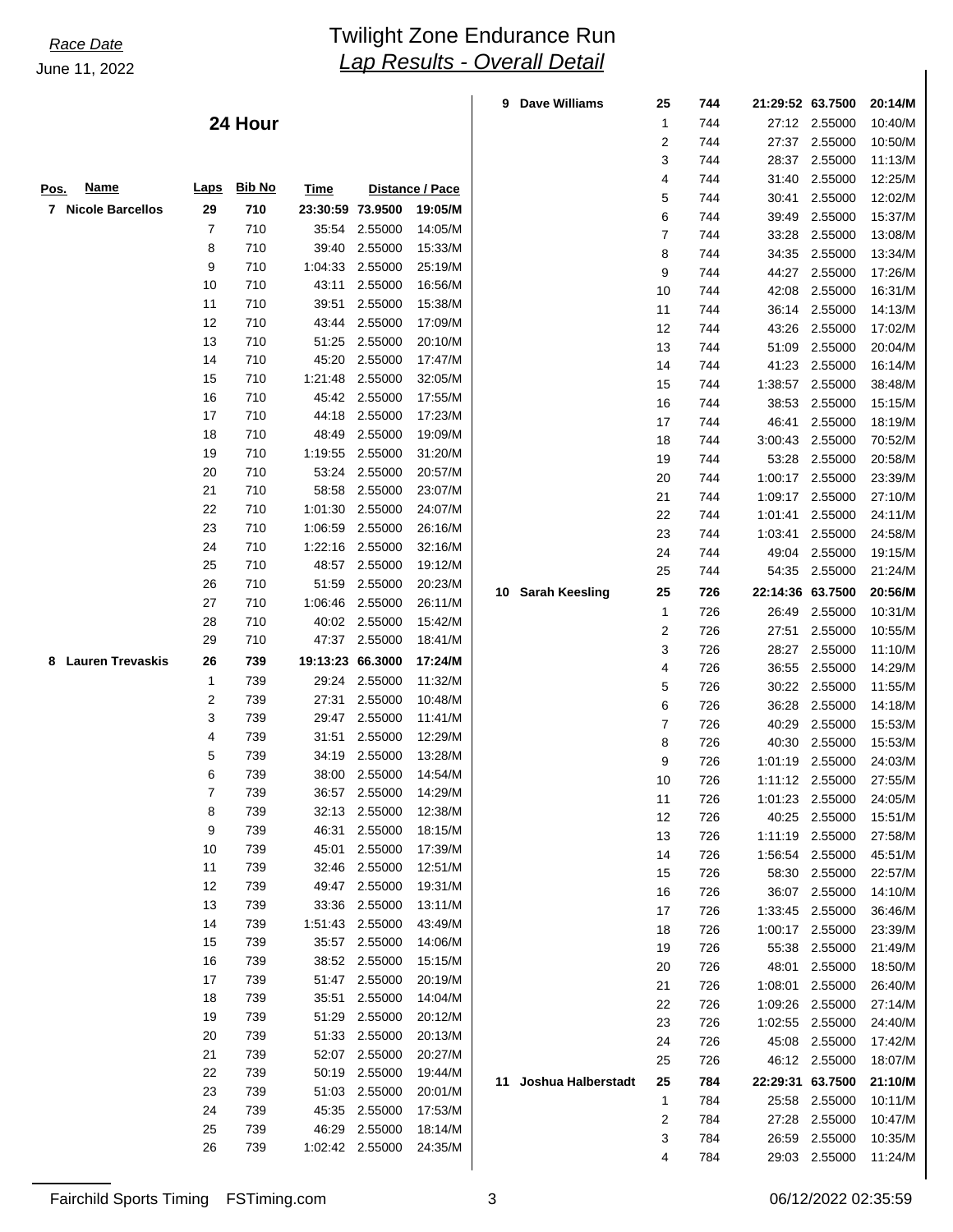Race Date
June 11, 2022

# Twilight Zone Endurance Run
## Lap Results - Overall Detail

### 24 Hour

| Pos. | Name | Laps | Bib No | Time | Distance | Pace |
|---|---|---|---|---|---|---|
| 7 | Nicole Barcellos | 29 | 710 | 23:30:59 | 73.9500 | 19:05/M |
| | | 7 | 710 | 35:54 | 2.55000 | 14:05/M |
| | | 8 | 710 | 39:40 | 2.55000 | 15:33/M |
| | | 9 | 710 | 1:04:33 | 2.55000 | 25:19/M |
| | | 10 | 710 | 43:11 | 2.55000 | 16:56/M |
| | | 11 | 710 | 39:51 | 2.55000 | 15:38/M |
| | | 12 | 710 | 43:44 | 2.55000 | 17:09/M |
| | | 13 | 710 | 51:25 | 2.55000 | 20:10/M |
| | | 14 | 710 | 45:20 | 2.55000 | 17:47/M |
| | | 15 | 710 | 1:21:48 | 2.55000 | 32:05/M |
| | | 16 | 710 | 45:42 | 2.55000 | 17:55/M |
| | | 17 | 710 | 44:18 | 2.55000 | 17:23/M |
| | | 18 | 710 | 48:49 | 2.55000 | 19:09/M |
| | | 19 | 710 | 1:19:55 | 2.55000 | 31:20/M |
| | | 20 | 710 | 53:24 | 2.55000 | 20:57/M |
| | | 21 | 710 | 58:58 | 2.55000 | 23:07/M |
| | | 22 | 710 | 1:01:30 | 2.55000 | 24:07/M |
| | | 23 | 710 | 1:06:59 | 2.55000 | 26:16/M |
| | | 24 | 710 | 1:22:16 | 2.55000 | 32:16/M |
| | | 25 | 710 | 48:57 | 2.55000 | 19:12/M |
| | | 26 | 710 | 51:59 | 2.55000 | 20:23/M |
| | | 27 | 710 | 1:06:46 | 2.55000 | 26:11/M |
| | | 28 | 710 | 40:02 | 2.55000 | 15:42/M |
| | | 29 | 710 | 47:37 | 2.55000 | 18:41/M |
| 8 | Lauren Trevaskis | 26 | 739 | 19:13:23 | 66.3000 | 17:24/M |
| | | 1 | 739 | 29:24 | 2.55000 | 11:32/M |
| | | 2 | 739 | 27:31 | 2.55000 | 10:48/M |
| | | 3 | 739 | 29:47 | 2.55000 | 11:41/M |
| | | 4 | 739 | 31:51 | 2.55000 | 12:29/M |
| | | 5 | 739 | 34:19 | 2.55000 | 13:28/M |
| | | 6 | 739 | 38:00 | 2.55000 | 14:54/M |
| | | 7 | 739 | 36:57 | 2.55000 | 14:29/M |
| | | 8 | 739 | 32:13 | 2.55000 | 12:38/M |
| | | 9 | 739 | 46:31 | 2.55000 | 18:15/M |
| | | 10 | 739 | 45:01 | 2.55000 | 17:39/M |
| | | 11 | 739 | 32:46 | 2.55000 | 12:51/M |
| | | 12 | 739 | 49:47 | 2.55000 | 19:31/M |
| | | 13 | 739 | 33:36 | 2.55000 | 13:11/M |
| | | 14 | 739 | 1:51:43 | 2.55000 | 43:49/M |
| | | 15 | 739 | 35:57 | 2.55000 | 14:06/M |
| | | 16 | 739 | 38:52 | 2.55000 | 15:15/M |
| | | 17 | 739 | 51:47 | 2.55000 | 20:19/M |
| | | 18 | 739 | 35:51 | 2.55000 | 14:04/M |
| | | 19 | 739 | 51:29 | 2.55000 | 20:12/M |
| | | 20 | 739 | 51:33 | 2.55000 | 20:13/M |
| | | 21 | 739 | 52:07 | 2.55000 | 20:27/M |
| | | 22 | 739 | 50:19 | 2.55000 | 19:44/M |
| | | 23 | 739 | 51:03 | 2.55000 | 20:01/M |
| | | 24 | 739 | 45:35 | 2.55000 | 17:53/M |
| | | 25 | 739 | 46:29 | 2.55000 | 18:14/M |
| | | 26 | 739 | 1:02:42 | 2.55000 | 24:35/M |
| 9 | Dave Williams | 25 | 744 | 21:29:52 | 63.7500 | 20:14/M |
| | | 1 | 744 | 27:12 | 2.55000 | 10:40/M |
| | | 2 | 744 | 27:37 | 2.55000 | 10:50/M |
| | | 3 | 744 | 28:37 | 2.55000 | 11:13/M |
| | | 4 | 744 | 31:40 | 2.55000 | 12:25/M |
| | | 5 | 744 | 30:41 | 2.55000 | 12:02/M |
| | | 6 | 744 | 39:49 | 2.55000 | 15:37/M |
| | | 7 | 744 | 33:28 | 2.55000 | 13:08/M |
| | | 8 | 744 | 34:35 | 2.55000 | 13:34/M |
| | | 9 | 744 | 44:27 | 2.55000 | 17:26/M |
| | | 10 | 744 | 42:08 | 2.55000 | 16:31/M |
| | | 11 | 744 | 36:14 | 2.55000 | 14:13/M |
| | | 12 | 744 | 43:26 | 2.55000 | 17:02/M |
| | | 13 | 744 | 51:09 | 2.55000 | 20:04/M |
| | | 14 | 744 | 41:23 | 2.55000 | 16:14/M |
| | | 15 | 744 | 1:38:57 | 2.55000 | 38:48/M |
| | | 16 | 744 | 38:53 | 2.55000 | 15:15/M |
| | | 17 | 744 | 46:41 | 2.55000 | 18:19/M |
| | | 18 | 744 | 3:00:43 | 2.55000 | 70:52/M |
| | | 19 | 744 | 53:28 | 2.55000 | 20:58/M |
| | | 20 | 744 | 1:00:17 | 2.55000 | 23:39/M |
| | | 21 | 744 | 1:09:17 | 2.55000 | 27:10/M |
| | | 22 | 744 | 1:01:41 | 2.55000 | 24:11/M |
| | | 23 | 744 | 1:03:41 | 2.55000 | 24:58/M |
| | | 24 | 744 | 49:04 | 2.55000 | 19:15/M |
| | | 25 | 744 | 54:35 | 2.55000 | 21:24/M |
| 10 | Sarah Keesling | 25 | 726 | 22:14:36 | 63.7500 | 20:56/M |
| | | 1 | 726 | 26:49 | 2.55000 | 10:31/M |
| | | 2 | 726 | 27:51 | 2.55000 | 10:55/M |
| | | 3 | 726 | 28:27 | 2.55000 | 11:10/M |
| | | 4 | 726 | 36:55 | 2.55000 | 14:29/M |
| | | 5 | 726 | 30:22 | 2.55000 | 11:55/M |
| | | 6 | 726 | 36:28 | 2.55000 | 14:18/M |
| | | 7 | 726 | 40:29 | 2.55000 | 15:53/M |
| | | 8 | 726 | 40:30 | 2.55000 | 15:53/M |
| | | 9 | 726 | 1:01:19 | 2.55000 | 24:03/M |
| | | 10 | 726 | 1:11:12 | 2.55000 | 27:55/M |
| | | 11 | 726 | 1:01:23 | 2.55000 | 24:05/M |
| | | 12 | 726 | 40:25 | 2.55000 | 15:51/M |
| | | 13 | 726 | 1:11:19 | 2.55000 | 27:58/M |
| | | 14 | 726 | 1:56:54 | 2.55000 | 45:51/M |
| | | 15 | 726 | 58:30 | 2.55000 | 22:57/M |
| | | 16 | 726 | 36:07 | 2.55000 | 14:10/M |
| | | 17 | 726 | 1:33:45 | 2.55000 | 36:46/M |
| | | 18 | 726 | 1:00:17 | 2.55000 | 23:39/M |
| | | 19 | 726 | 55:38 | 2.55000 | 21:49/M |
| | | 20 | 726 | 48:01 | 2.55000 | 18:50/M |
| | | 21 | 726 | 1:08:01 | 2.55000 | 26:40/M |
| | | 22 | 726 | 1:09:26 | 2.55000 | 27:14/M |
| | | 23 | 726 | 1:02:55 | 2.55000 | 24:40/M |
| | | 24 | 726 | 45:08 | 2.55000 | 17:42/M |
| | | 25 | 726 | 46:12 | 2.55000 | 18:07/M |
| 11 | Joshua Halberstadt | 25 | 784 | 22:29:31 | 63.7500 | 21:10/M |
| | | 1 | 784 | 25:58 | 2.55000 | 10:11/M |
| | | 2 | 784 | 27:28 | 2.55000 | 10:47/M |
| | | 3 | 784 | 26:59 | 2.55000 | 10:35/M |
| | | 4 | 784 | 29:03 | 2.55000 | 11:24/M |

Fairchild Sports Timing FSTiming.com 06/12/2022 02:35:59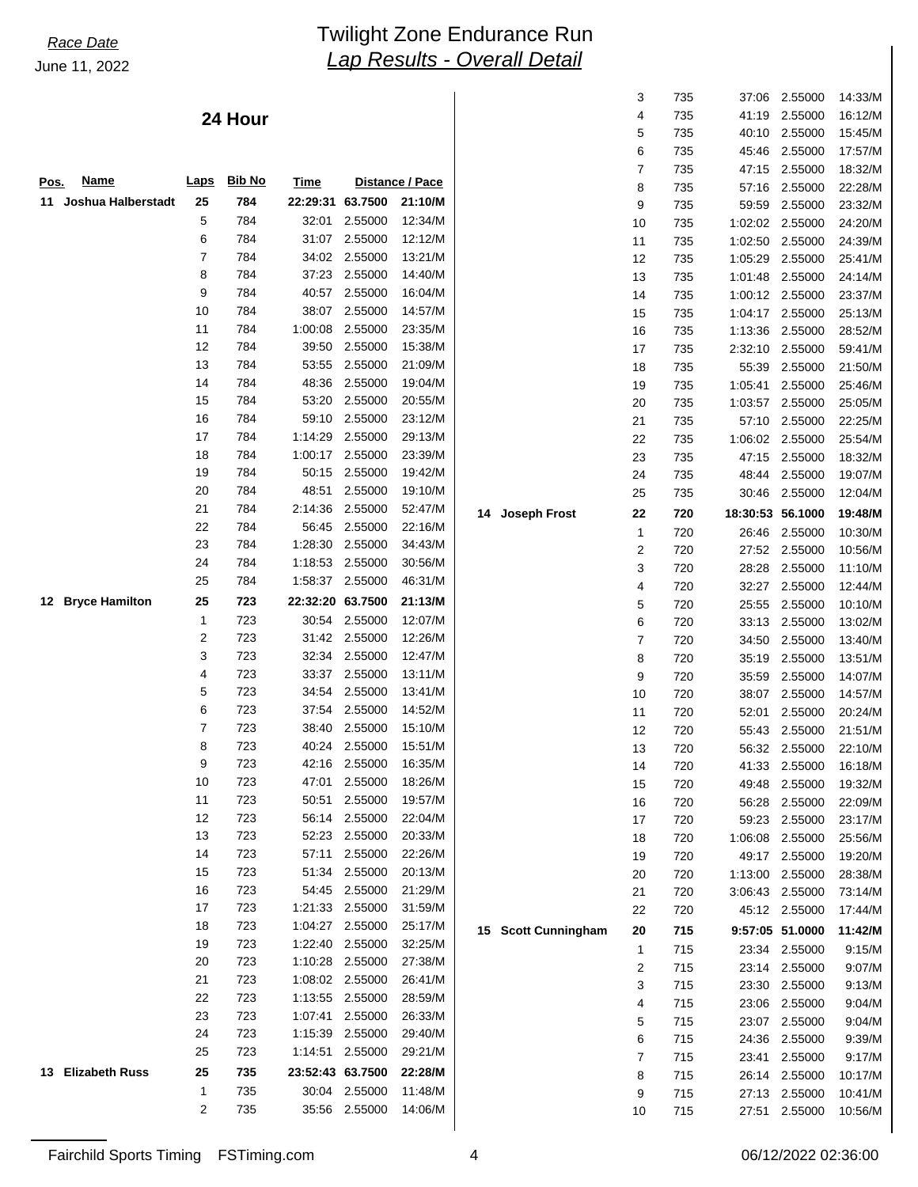# Twilight Zone Endurance Run

## *Lap Results - Overall Detail*

*Race Date*
June 11, 2022

### 24 Hour

| Pos. | Name | Laps | Bib No | Time | Distance | Pace |
|---|---|---|---|---|---|---|
| **11** | **Joshua Halberstadt** | **25** | **784** | **22:29:31** | **63.7500** | **21:10/M** |
| | | 5 | 784 | 32:01 | 2.55000 | 12:34/M |
| | | 6 | 784 | 31:07 | 2.55000 | 12:12/M |
| | | 7 | 784 | 34:02 | 2.55000 | 13:21/M |
| | | 8 | 784 | 37:23 | 2.55000 | 14:40/M |
| | | 9 | 784 | 40:57 | 2.55000 | 16:04/M |
| | | 10 | 784 | 38:07 | 2.55000 | 14:57/M |
| | | 11 | 784 | 1:00:08 | 2.55000 | 23:35/M |
| | | 12 | 784 | 39:50 | 2.55000 | 15:38/M |
| | | 13 | 784 | 53:55 | 2.55000 | 21:09/M |
| | | 14 | 784 | 48:36 | 2.55000 | 19:04/M |
| | | 15 | 784 | 53:20 | 2.55000 | 20:55/M |
| | | 16 | 784 | 59:10 | 2.55000 | 23:12/M |
| | | 17 | 784 | 1:14:29 | 2.55000 | 29:13/M |
| | | 18 | 784 | 1:00:17 | 2.55000 | 23:39/M |
| | | 19 | 784 | 50:15 | 2.55000 | 19:42/M |
| | | 20 | 784 | 48:51 | 2.55000 | 19:10/M |
| | | 21 | 784 | 2:14:36 | 2.55000 | 52:47/M |
| | | 22 | 784 | 56:45 | 2.55000 | 22:16/M |
| | | 23 | 784 | 1:28:30 | 2.55000 | 34:43/M |
| | | 24 | 784 | 1:18:53 | 2.55000 | 30:56/M |
| | | 25 | 784 | 1:58:37 | 2.55000 | 46:31/M |
| **12** | **Bryce Hamilton** | **25** | **723** | **22:32:20** | **63.7500** | **21:13/M** |
| | | 1 | 723 | 30:54 | 2.55000 | 12:07/M |
| | | 2 | 723 | 31:42 | 2.55000 | 12:26/M |
| | | 3 | 723 | 32:34 | 2.55000 | 12:47/M |
| | | 4 | 723 | 33:37 | 2.55000 | 13:11/M |
| | | 5 | 723 | 34:54 | 2.55000 | 13:41/M |
| | | 6 | 723 | 37:54 | 2.55000 | 14:52/M |
| | | 7 | 723 | 38:40 | 2.55000 | 15:10/M |
| | | 8 | 723 | 40:24 | 2.55000 | 15:51/M |
| | | 9 | 723 | 42:16 | 2.55000 | 16:35/M |
| | | 10 | 723 | 47:01 | 2.55000 | 18:26/M |
| | | 11 | 723 | 50:51 | 2.55000 | 19:57/M |
| | | 12 | 723 | 56:14 | 2.55000 | 22:04/M |
| | | 13 | 723 | 52:23 | 2.55000 | 20:33/M |
| | | 14 | 723 | 57:11 | 2.55000 | 22:26/M |
| | | 15 | 723 | 51:34 | 2.55000 | 20:13/M |
| | | 16 | 723 | 54:45 | 2.55000 | 21:29/M |
| | | 17 | 723 | 1:21:33 | 2.55000 | 31:59/M |
| | | 18 | 723 | 1:04:27 | 2.55000 | 25:17/M |
| | | 19 | 723 | 1:22:40 | 2.55000 | 32:25/M |
| | | 20 | 723 | 1:10:28 | 2.55000 | 27:38/M |
| | | 21 | 723 | 1:08:02 | 2.55000 | 26:41/M |
| | | 22 | 723 | 1:13:55 | 2.55000 | 28:59/M |
| | | 23 | 723 | 1:07:41 | 2.55000 | 26:33/M |
| | | 24 | 723 | 1:15:39 | 2.55000 | 29:40/M |
| | | 25 | 723 | 1:14:51 | 2.55000 | 29:21/M |
| **13** | **Elizabeth Russ** | **25** | **735** | **23:52:43** | **63.7500** | **22:28/M** |
| | | 1 | 735 | 30:04 | 2.55000 | 11:48/M |
| | | 2 | 735 | 35:56 | 2.55000 | 14:06/M |
| | | 3 | 735 | 37:06 | 2.55000 | 14:33/M |
| | | 4 | 735 | 41:19 | 2.55000 | 16:12/M |
| | | 5 | 735 | 40:10 | 2.55000 | 15:45/M |
| | | 6 | 735 | 45:46 | 2.55000 | 17:57/M |
| | | 7 | 735 | 47:15 | 2.55000 | 18:32/M |
| | | 8 | 735 | 57:16 | 2.55000 | 22:28/M |
| | | 9 | 735 | 59:59 | 2.55000 | 23:32/M |
| | | 10 | 735 | 1:02:02 | 2.55000 | 24:20/M |
| | | 11 | 735 | 1:02:50 | 2.55000 | 24:39/M |
| | | 12 | 735 | 1:05:29 | 2.55000 | 25:41/M |
| | | 13 | 735 | 1:01:48 | 2.55000 | 24:14/M |
| | | 14 | 735 | 1:00:12 | 2.55000 | 23:37/M |
| | | 15 | 735 | 1:04:17 | 2.55000 | 25:13/M |
| | | 16 | 735 | 1:13:36 | 2.55000 | 28:52/M |
| | | 17 | 735 | 2:32:10 | 2.55000 | 59:41/M |
| | | 18 | 735 | 55:39 | 2.55000 | 21:50/M |
| | | 19 | 735 | 1:05:41 | 2.55000 | 25:46/M |
| | | 20 | 735 | 1:03:57 | 2.55000 | 25:05/M |
| | | 21 | 735 | 57:10 | 2.55000 | 22:25/M |
| | | 22 | 735 | 1:06:02 | 2.55000 | 25:54/M |
| | | 23 | 735 | 47:15 | 2.55000 | 18:32/M |
| | | 24 | 735 | 48:44 | 2.55000 | 19:07/M |
| | | 25 | 735 | 30:46 | 2.55000 | 12:04/M |
| **14** | **Joseph Frost** | **22** | **720** | **18:30:53** | **56.1000** | **19:48/M** |
| | | 1 | 720 | 26:46 | 2.55000 | 10:30/M |
| | | 2 | 720 | 27:52 | 2.55000 | 10:56/M |
| | | 3 | 720 | 28:28 | 2.55000 | 11:10/M |
| | | 4 | 720 | 32:27 | 2.55000 | 12:44/M |
| | | 5 | 720 | 25:55 | 2.55000 | 10:10/M |
| | | 6 | 720 | 33:13 | 2.55000 | 13:02/M |
| | | 7 | 720 | 34:50 | 2.55000 | 13:40/M |
| | | 8 | 720 | 35:19 | 2.55000 | 13:51/M |
| | | 9 | 720 | 35:59 | 2.55000 | 14:07/M |
| | | 10 | 720 | 38:07 | 2.55000 | 14:57/M |
| | | 11 | 720 | 52:01 | 2.55000 | 20:24/M |
| | | 12 | 720 | 55:43 | 2.55000 | 21:51/M |
| | | 13 | 720 | 56:32 | 2.55000 | 22:10/M |
| | | 14 | 720 | 41:33 | 2.55000 | 16:18/M |
| | | 15 | 720 | 49:48 | 2.55000 | 19:32/M |
| | | 16 | 720 | 56:28 | 2.55000 | 22:09/M |
| | | 17 | 720 | 59:23 | 2.55000 | 23:17/M |
| | | 18 | 720 | 1:06:08 | 2.55000 | 25:56/M |
| | | 19 | 720 | 49:17 | 2.55000 | 19:20/M |
| | | 20 | 720 | 1:13:00 | 2.55000 | 28:38/M |
| | | 21 | 720 | 3:06:43 | 2.55000 | 73:14/M |
| | | 22 | 720 | 45:12 | 2.55000 | 17:44/M |
| **15** | **Scott Cunningham** | **20** | **715** | **9:57:05** | **51.0000** | **11:42/M** |
| | | 1 | 715 | 23:34 | 2.55000 | 9:15/M |
| | | 2 | 715 | 23:14 | 2.55000 | 9:07/M |
| | | 3 | 715 | 23:30 | 2.55000 | 9:13/M |
| | | 4 | 715 | 23:06 | 2.55000 | 9:04/M |
| | | 5 | 715 | 23:07 | 2.55000 | 9:04/M |
| | | 6 | 715 | 24:36 | 2.55000 | 9:39/M |
| | | 7 | 715 | 23:41 | 2.55000 | 9:17/M |
| | | 8 | 715 | 26:14 | 2.55000 | 10:17/M |
| | | 9 | 715 | 27:13 | 2.55000 | 10:41/M |
| | | 10 | 715 | 27:51 | 2.55000 | 10:56/M |

Fairchild Sports Timing FSTiming.com 06/12/2022 02:36:00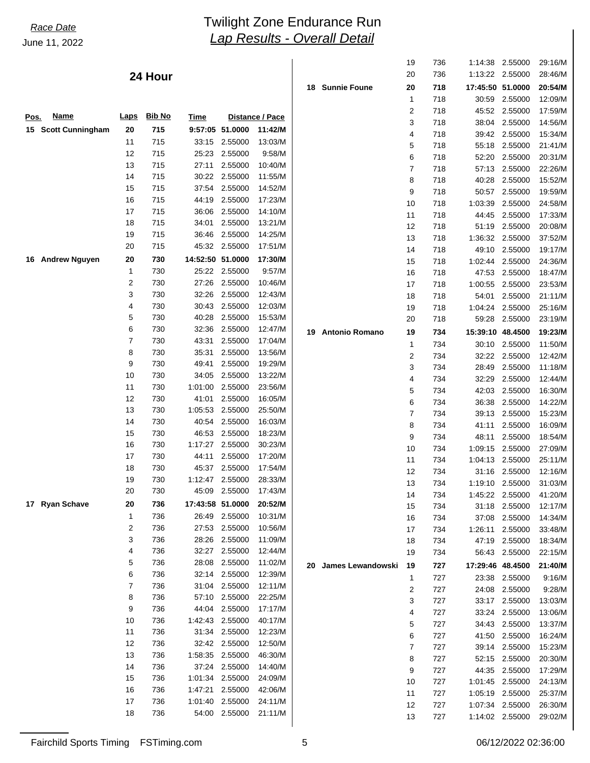# Twilight Zone Endurance Run

## *Lap Results - Overall Detail*

*Race Date*
June 11, 2022

### 24 Hour

| Pos. | Name | Laps | Bib No | Time | Distance | Pace |
|---|---|---|---|---|---|---|
| **15** | **Scott Cunningham** | **20** | **715** | **9:57:05** | **51.0000** | **11:42/M** |
| | | 11 | 715 | 33:15 | 2.55000 | 13:03/M |
| | | 12 | 715 | 25:23 | 2.55000 | 9:58/M |
| | | 13 | 715 | 27:11 | 2.55000 | 10:40/M |
| | | 14 | 715 | 30:22 | 2.55000 | 11:55/M |
| | | 15 | 715 | 37:54 | 2.55000 | 14:52/M |
| | | 16 | 715 | 44:19 | 2.55000 | 17:23/M |
| | | 17 | 715 | 36:06 | 2.55000 | 14:10/M |
| | | 18 | 715 | 34:01 | 2.55000 | 13:21/M |
| | | 19 | 715 | 36:46 | 2.55000 | 14:25/M |
| | | 20 | 715 | 45:32 | 2.55000 | 17:51/M |
| **16** | **Andrew Nguyen** | **20** | **730** | **14:52:50** | **51.0000** | **17:30/M** |
| | | 1 | 730 | 25:22 | 2.55000 | 9:57/M |
| | | 2 | 730 | 27:26 | 2.55000 | 10:46/M |
| | | 3 | 730 | 32:26 | 2.55000 | 12:43/M |
| | | 4 | 730 | 30:43 | 2.55000 | 12:03/M |
| | | 5 | 730 | 40:28 | 2.55000 | 15:53/M |
| | | 6 | 730 | 32:36 | 2.55000 | 12:47/M |
| | | 7 | 730 | 43:31 | 2.55000 | 17:04/M |
| | | 8 | 730 | 35:31 | 2.55000 | 13:56/M |
| | | 9 | 730 | 49:41 | 2.55000 | 19:29/M |
| | | 10 | 730 | 34:05 | 2.55000 | 13:22/M |
| | | 11 | 730 | 1:01:00 | 2.55000 | 23:56/M |
| | | 12 | 730 | 41:01 | 2.55000 | 16:05/M |
| | | 13 | 730 | 1:05:53 | 2.55000 | 25:50/M |
| | | 14 | 730 | 40:54 | 2.55000 | 16:03/M |
| | | 15 | 730 | 46:53 | 2.55000 | 18:23/M |
| | | 16 | 730 | 1:17:27 | 2.55000 | 30:23/M |
| | | 17 | 730 | 44:11 | 2.55000 | 17:20/M |
| | | 18 | 730 | 45:37 | 2.55000 | 17:54/M |
| | | 19 | 730 | 1:12:47 | 2.55000 | 28:33/M |
| | | 20 | 730 | 45:09 | 2.55000 | 17:43/M |
| **17** | **Ryan Schave** | **20** | **736** | **17:43:58** | **51.0000** | **20:52/M** |
| | | 1 | 736 | 26:49 | 2.55000 | 10:31/M |
| | | 2 | 736 | 27:53 | 2.55000 | 10:56/M |
| | | 3 | 736 | 28:26 | 2.55000 | 11:09/M |
| | | 4 | 736 | 32:27 | 2.55000 | 12:44/M |
| | | 5 | 736 | 28:08 | 2.55000 | 11:02/M |
| | | 6 | 736 | 32:14 | 2.55000 | 12:39/M |
| | | 7 | 736 | 31:04 | 2.55000 | 12:11/M |
| | | 8 | 736 | 57:10 | 2.55000 | 22:25/M |
| | | 9 | 736 | 44:04 | 2.55000 | 17:17/M |
| | | 10 | 736 | 1:42:43 | 2.55000 | 40:17/M |
| | | 11 | 736 | 31:34 | 2.55000 | 12:23/M |
| | | 12 | 736 | 32:42 | 2.55000 | 12:50/M |
| | | 13 | 736 | 1:58:35 | 2.55000 | 46:30/M |
| | | 14 | 736 | 37:24 | 2.55000 | 14:40/M |
| | | 15 | 736 | 1:01:34 | 2.55000 | 24:09/M |
| | | 16 | 736 | 1:47:21 | 2.55000 | 42:06/M |
| | | 17 | 736 | 1:01:40 | 2.55000 | 24:11/M |
| | | 18 | 736 | 54:00 | 2.55000 | 21:11/M |
| | | 19 | 736 | 1:14:38 | 2.55000 | 29:16/M |
| | | 20 | 736 | 1:13:22 | 2.55000 | 28:46/M |
| **18** | **Sunnie Foune** | **20** | **718** | **17:45:50** | **51.0000** | **20:54/M** |
| | | 1 | 718 | 30:59 | 2.55000 | 12:09/M |
| | | 2 | 718 | 45:52 | 2.55000 | 17:59/M |
| | | 3 | 718 | 38:04 | 2.55000 | 14:56/M |
| | | 4 | 718 | 39:42 | 2.55000 | 15:34/M |
| | | 5 | 718 | 55:18 | 2.55000 | 21:41/M |
| | | 6 | 718 | 52:20 | 2.55000 | 20:31/M |
| | | 7 | 718 | 57:13 | 2.55000 | 22:26/M |
| | | 8 | 718 | 40:28 | 2.55000 | 15:52/M |
| | | 9 | 718 | 50:57 | 2.55000 | 19:59/M |
| | | 10 | 718 | 1:03:39 | 2.55000 | 24:58/M |
| | | 11 | 718 | 44:45 | 2.55000 | 17:33/M |
| | | 12 | 718 | 51:19 | 2.55000 | 20:08/M |
| | | 13 | 718 | 1:36:32 | 2.55000 | 37:52/M |
| | | 14 | 718 | 49:10 | 2.55000 | 19:17/M |
| | | 15 | 718 | 1:02:44 | 2.55000 | 24:36/M |
| | | 16 | 718 | 47:53 | 2.55000 | 18:47/M |
| | | 17 | 718 | 1:00:55 | 2.55000 | 23:53/M |
| | | 18 | 718 | 54:01 | 2.55000 | 21:11/M |
| | | 19 | 718 | 1:04:24 | 2.55000 | 25:16/M |
| | | 20 | 718 | 59:28 | 2.55000 | 23:19/M |
| **19** | **Antonio Romano** | **19** | **734** | **15:39:10** | **48.4500** | **19:23/M** |
| | | 1 | 734 | 30:10 | 2.55000 | 11:50/M |
| | | 2 | 734 | 32:22 | 2.55000 | 12:42/M |
| | | 3 | 734 | 28:49 | 2.55000 | 11:18/M |
| | | 4 | 734 | 32:29 | 2.55000 | 12:44/M |
| | | 5 | 734 | 42:03 | 2.55000 | 16:30/M |
| | | 6 | 734 | 36:38 | 2.55000 | 14:22/M |
| | | 7 | 734 | 39:13 | 2.55000 | 15:23/M |
| | | 8 | 734 | 41:11 | 2.55000 | 16:09/M |
| | | 9 | 734 | 48:11 | 2.55000 | 18:54/M |
| | | 10 | 734 | 1:09:15 | 2.55000 | 27:09/M |
| | | 11 | 734 | 1:04:13 | 2.55000 | 25:11/M |
| | | 12 | 734 | 31:16 | 2.55000 | 12:16/M |
| | | 13 | 734 | 1:19:10 | 2.55000 | 31:03/M |
| | | 14 | 734 | 1:45:22 | 2.55000 | 41:20/M |
| | | 15 | 734 | 31:18 | 2.55000 | 12:17/M |
| | | 16 | 734 | 37:08 | 2.55000 | 14:34/M |
| | | 17 | 734 | 1:26:11 | 2.55000 | 33:48/M |
| | | 18 | 734 | 47:19 | 2.55000 | 18:34/M |
| | | 19 | 734 | 56:43 | 2.55000 | 22:15/M |
| **20** | **James Lewandowski** | **19** | **727** | **17:29:46** | **48.4500** | **21:40/M** |
| | | 1 | 727 | 23:38 | 2.55000 | 9:16/M |
| | | 2 | 727 | 24:08 | 2.55000 | 9:28/M |
| | | 3 | 727 | 33:17 | 2.55000 | 13:03/M |
| | | 4 | 727 | 33:24 | 2.55000 | 13:06/M |
| | | 5 | 727 | 34:43 | 2.55000 | 13:37/M |
| | | 6 | 727 | 41:50 | 2.55000 | 16:24/M |
| | | 7 | 727 | 39:14 | 2.55000 | 15:23/M |
| | | 8 | 727 | 52:15 | 2.55000 | 20:30/M |
| | | 9 | 727 | 44:35 | 2.55000 | 17:29/M |
| | | 10 | 727 | 1:01:45 | 2.55000 | 24:13/M |
| | | 11 | 727 | 1:05:19 | 2.55000 | 25:37/M |
| | | 12 | 727 | 1:07:34 | 2.55000 | 26:30/M |
| | | 13 | 727 | 1:14:02 | 2.55000 | 29:02/M |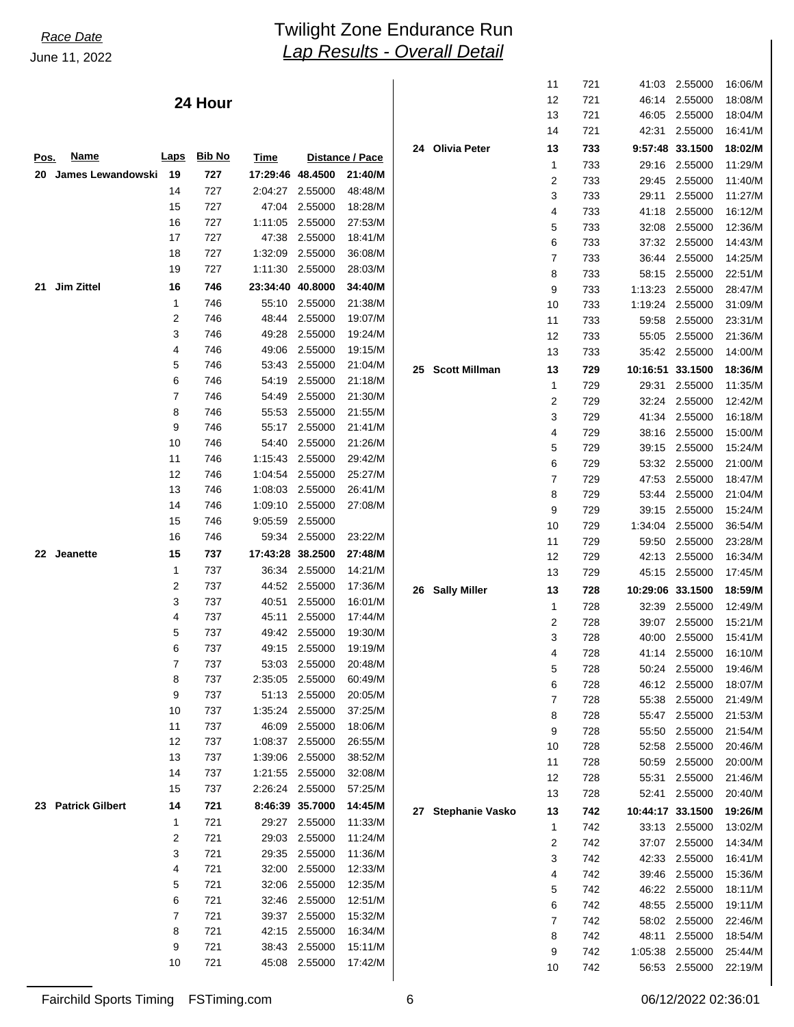Race Date
June 11, 2022

# Twilight Zone Endurance Run
## Lap Results - Overall Detail

### 24 Hour

| Pos. | Name | Laps | Bib No | Time | Distance | Pace |
|---|---|---|---|---|---|---|
| **20** | **James Lewandowski** | **19** | **727** | **17:29:46** | **48.4500** | **21:40/M** |
| | | 14 | 727 | 2:04:27 | 2.55000 | 48:48/M |
| | | 15 | 727 | 47:04 | 2.55000 | 18:28/M |
| | | 16 | 727 | 1:11:05 | 2.55000 | 27:53/M |
| | | 17 | 727 | 47:38 | 2.55000 | 18:41/M |
| | | 18 | 727 | 1:32:09 | 2.55000 | 36:08/M |
| | | 19 | 727 | 1:11:30 | 2.55000 | 28:03/M |
| **21** | **Jim Zittel** | **16** | **746** | **23:34:40** | **40.8000** | **34:40/M** |
| | | 1 | 746 | 55:10 | 2.55000 | 21:38/M |
| | | 2 | 746 | 48:44 | 2.55000 | 19:07/M |
| | | 3 | 746 | 49:28 | 2.55000 | 19:24/M |
| | | 4 | 746 | 49:06 | 2.55000 | 19:15/M |
| | | 5 | 746 | 53:43 | 2.55000 | 21:04/M |
| | | 6 | 746 | 54:19 | 2.55000 | 21:18/M |
| | | 7 | 746 | 54:49 | 2.55000 | 21:30/M |
| | | 8 | 746 | 55:53 | 2.55000 | 21:55/M |
| | | 9 | 746 | 55:17 | 2.55000 | 21:41/M |
| | | 10 | 746 | 54:40 | 2.55000 | 21:26/M |
| | | 11 | 746 | 1:15:43 | 2.55000 | 29:42/M |
| | | 12 | 746 | 1:04:54 | 2.55000 | 25:27/M |
| | | 13 | 746 | 1:08:03 | 2.55000 | 26:41/M |
| | | 14 | 746 | 1:09:10 | 2.55000 | 27:08/M |
| | | 15 | 746 | 9:05:59 | 2.55000 | |
| | | 16 | 746 | 59:34 | 2.55000 | 23:22/M |
| **22** | **Jeanette** | **15** | **737** | **17:43:28** | **38.2500** | **27:48/M** |
| | | 1 | 737 | 36:34 | 2.55000 | 14:21/M |
| | | 2 | 737 | 44:52 | 2.55000 | 17:36/M |
| | | 3 | 737 | 40:51 | 2.55000 | 16:01/M |
| | | 4 | 737 | 45:11 | 2.55000 | 17:44/M |
| | | 5 | 737 | 49:42 | 2.55000 | 19:30/M |
| | | 6 | 737 | 49:15 | 2.55000 | 19:19/M |
| | | 7 | 737 | 53:03 | 2.55000 | 20:48/M |
| | | 8 | 737 | 2:35:05 | 2.55000 | 60:49/M |
| | | 9 | 737 | 51:13 | 2.55000 | 20:05/M |
| | | 10 | 737 | 1:35:24 | 2.55000 | 37:25/M |
| | | 11 | 737 | 46:09 | 2.55000 | 18:06/M |
| | | 12 | 737 | 1:08:37 | 2.55000 | 26:55/M |
| | | 13 | 737 | 1:39:06 | 2.55000 | 38:52/M |
| | | 14 | 737 | 1:21:55 | 2.55000 | 32:08/M |
| | | 15 | 737 | 2:26:24 | 2.55000 | 57:25/M |
| **23** | **Patrick Gilbert** | **14** | **721** | **8:46:39** | **35.7000** | **14:45/M** |
| | | 1 | 721 | 29:27 | 2.55000 | 11:33/M |
| | | 2 | 721 | 29:03 | 2.55000 | 11:24/M |
| | | 3 | 721 | 29:35 | 2.55000 | 11:36/M |
| | | 4 | 721 | 32:00 | 2.55000 | 12:33/M |
| | | 5 | 721 | 32:06 | 2.55000 | 12:35/M |
| | | 6 | 721 | 32:46 | 2.55000 | 12:51/M |
| | | 7 | 721 | 39:37 | 2.55000 | 15:32/M |
| | | 8 | 721 | 42:15 | 2.55000 | 16:34/M |
| | | 9 | 721 | 38:43 | 2.55000 | 15:11/M |
| | | 10 | 721 | 45:08 | 2.55000 | 17:42/M |
| | | 11 | 721 | 41:03 | 2.55000 | 16:06/M |
| | | 12 | 721 | 46:14 | 2.55000 | 18:08/M |
| | | 13 | 721 | 46:05 | 2.55000 | 18:04/M |
| | | 14 | 721 | 42:31 | 2.55000 | 16:41/M |
| **24** | **Olivia Peter** | **13** | **733** | **9:57:48** | **33.1500** | **18:02/M** |
| | | 1 | 733 | 29:16 | 2.55000 | 11:29/M |
| | | 2 | 733 | 29:45 | 2.55000 | 11:40/M |
| | | 3 | 733 | 29:11 | 2.55000 | 11:27/M |
| | | 4 | 733 | 41:18 | 2.55000 | 16:12/M |
| | | 5 | 733 | 32:08 | 2.55000 | 12:36/M |
| | | 6 | 733 | 37:32 | 2.55000 | 14:43/M |
| | | 7 | 733 | 36:44 | 2.55000 | 14:25/M |
| | | 8 | 733 | 58:15 | 2.55000 | 22:51/M |
| | | 9 | 733 | 1:13:23 | 2.55000 | 28:47/M |
| | | 10 | 733 | 1:19:24 | 2.55000 | 31:09/M |
| | | 11 | 733 | 59:58 | 2.55000 | 23:31/M |
| | | 12 | 733 | 55:05 | 2.55000 | 21:36/M |
| | | 13 | 733 | 35:42 | 2.55000 | 14:00/M |
| **25** | **Scott Millman** | **13** | **729** | **10:16:51** | **33.1500** | **18:36/M** |
| | | 1 | 729 | 29:31 | 2.55000 | 11:35/M |
| | | 2 | 729 | 32:24 | 2.55000 | 12:42/M |
| | | 3 | 729 | 41:34 | 2.55000 | 16:18/M |
| | | 4 | 729 | 38:16 | 2.55000 | 15:00/M |
| | | 5 | 729 | 39:15 | 2.55000 | 15:24/M |
| | | 6 | 729 | 53:32 | 2.55000 | 21:00/M |
| | | 7 | 729 | 47:53 | 2.55000 | 18:47/M |
| | | 8 | 729 | 53:44 | 2.55000 | 21:04/M |
| | | 9 | 729 | 39:15 | 2.55000 | 15:24/M |
| | | 10 | 729 | 1:34:04 | 2.55000 | 36:54/M |
| | | 11 | 729 | 59:50 | 2.55000 | 23:28/M |
| | | 12 | 729 | 42:13 | 2.55000 | 16:34/M |
| | | 13 | 729 | 45:15 | 2.55000 | 17:45/M |
| **26** | **Sally Miller** | **13** | **728** | **10:29:06** | **33.1500** | **18:59/M** |
| | | 1 | 728 | 32:39 | 2.55000 | 12:49/M |
| | | 2 | 728 | 39:07 | 2.55000 | 15:21/M |
| | | 3 | 728 | 40:00 | 2.55000 | 15:41/M |
| | | 4 | 728 | 41:14 | 2.55000 | 16:10/M |
| | | 5 | 728 | 50:24 | 2.55000 | 19:46/M |
| | | 6 | 728 | 46:12 | 2.55000 | 18:07/M |
| | | 7 | 728 | 55:38 | 2.55000 | 21:49/M |
| | | 8 | 728 | 55:47 | 2.55000 | 21:53/M |
| | | 9 | 728 | 55:50 | 2.55000 | 21:54/M |
| | | 10 | 728 | 52:58 | 2.55000 | 20:46/M |
| | | 11 | 728 | 50:59 | 2.55000 | 20:00/M |
| | | 12 | 728 | 55:31 | 2.55000 | 21:46/M |
| | | 13 | 728 | 52:41 | 2.55000 | 20:40/M |
| **27** | **Stephanie Vasko** | **13** | **742** | **10:44:17** | **33.1500** | **19:26/M** |
| | | 1 | 742 | 33:13 | 2.55000 | 13:02/M |
| | | 2 | 742 | 37:07 | 2.55000 | 14:34/M |
| | | 3 | 742 | 42:33 | 2.55000 | 16:41/M |
| | | 4 | 742 | 39:46 | 2.55000 | 15:36/M |
| | | 5 | 742 | 46:22 | 2.55000 | 18:11/M |
| | | 6 | 742 | 48:55 | 2.55000 | 19:11/M |
| | | 7 | 742 | 58:02 | 2.55000 | 22:46/M |
| | | 8 | 742 | 48:11 | 2.55000 | 18:54/M |
| | | 9 | 742 | 1:05:38 | 2.55000 | 25:44/M |
| | | 10 | 742 | 56:53 | 2.55000 | 22:19/M |

Fairchild Sports Timing FSTiming.com 06/12/2022 02:36:01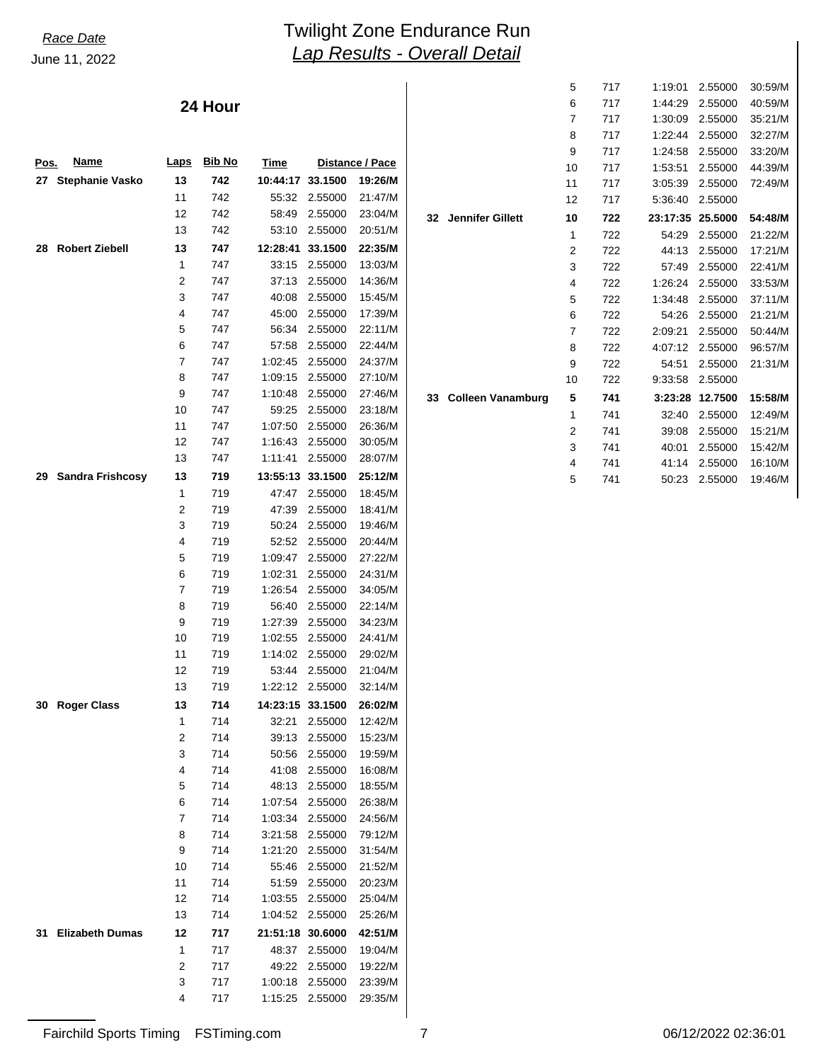Race Date

June 11, 2022

# Twilight Zone Endurance Run

## Lap Results - Overall Detail

### 24 Hour

| Pos. | Name | Laps | Bib No | Time | Distance | Pace |
|---|---|---|---|---|---|---|
| **27** | **Stephanie Vasko** | **13** | **742** | **10:44:17** | **33.1500** | **19:26/M** |
| | | 11 | 742 | 55:32 | 2.55000 | 21:47/M |
| | | 12 | 742 | 58:49 | 2.55000 | 23:04/M |
| | | 13 | 742 | 53:10 | 2.55000 | 20:51/M |
| **28** | **Robert Ziebell** | **13** | **747** | **12:28:41** | **33.1500** | **22:35/M** |
| | | 1 | 747 | 33:15 | 2.55000 | 13:03/M |
| | | 2 | 747 | 37:13 | 2.55000 | 14:36/M |
| | | 3 | 747 | 40:08 | 2.55000 | 15:45/M |
| | | 4 | 747 | 45:00 | 2.55000 | 17:39/M |
| | | 5 | 747 | 56:34 | 2.55000 | 22:11/M |
| | | 6 | 747 | 57:58 | 2.55000 | 22:44/M |
| | | 7 | 747 | 1:02:45 | 2.55000 | 24:37/M |
| | | 8 | 747 | 1:09:15 | 2.55000 | 27:10/M |
| | | 9 | 747 | 1:10:48 | 2.55000 | 27:46/M |
| | | 10 | 747 | 59:25 | 2.55000 | 23:18/M |
| | | 11 | 747 | 1:07:50 | 2.55000 | 26:36/M |
| | | 12 | 747 | 1:16:43 | 2.55000 | 30:05/M |
| | | 13 | 747 | 1:11:41 | 2.55000 | 28:07/M |
| **29** | **Sandra Frishcosy** | **13** | **719** | **13:55:13** | **33.1500** | **25:12/M** |
| | | 1 | 719 | 47:47 | 2.55000 | 18:45/M |
| | | 2 | 719 | 47:39 | 2.55000 | 18:41/M |
| | | 3 | 719 | 50:24 | 2.55000 | 19:46/M |
| | | 4 | 719 | 52:52 | 2.55000 | 20:44/M |
| | | 5 | 719 | 1:09:47 | 2.55000 | 27:22/M |
| | | 6 | 719 | 1:02:31 | 2.55000 | 24:31/M |
| | | 7 | 719 | 1:26:54 | 2.55000 | 34:05/M |
| | | 8 | 719 | 56:40 | 2.55000 | 22:14/M |
| | | 9 | 719 | 1:27:39 | 2.55000 | 34:23/M |
| | | 10 | 719 | 1:02:55 | 2.55000 | 24:41/M |
| | | 11 | 719 | 1:14:02 | 2.55000 | 29:02/M |
| | | 12 | 719 | 53:44 | 2.55000 | 21:04/M |
| | | 13 | 719 | 1:22:12 | 2.55000 | 32:14/M |
| **30** | **Roger Class** | **13** | **714** | **14:23:15** | **33.1500** | **26:02/M** |
| | | 1 | 714 | 32:21 | 2.55000 | 12:42/M |
| | | 2 | 714 | 39:13 | 2.55000 | 15:23/M |
| | | 3 | 714 | 50:56 | 2.55000 | 19:59/M |
| | | 4 | 714 | 41:08 | 2.55000 | 16:08/M |
| | | 5 | 714 | 48:13 | 2.55000 | 18:55/M |
| | | 6 | 714 | 1:07:54 | 2.55000 | 26:38/M |
| | | 7 | 714 | 1:03:34 | 2.55000 | 24:56/M |
| | | 8 | 714 | 3:21:58 | 2.55000 | 79:12/M |
| | | 9 | 714 | 1:21:20 | 2.55000 | 31:54/M |
| | | 10 | 714 | 55:46 | 2.55000 | 21:52/M |
| | | 11 | 714 | 51:59 | 2.55000 | 20:23/M |
| | | 12 | 714 | 1:03:55 | 2.55000 | 25:04/M |
| | | 13 | 714 | 1:04:52 | 2.55000 | 25:26/M |
| **31** | **Elizabeth Dumas** | **12** | **717** | **21:51:18** | **30.6000** | **42:51/M** |
| | | 1 | 717 | 48:37 | 2.55000 | 19:04/M |
| | | 2 | 717 | 49:22 | 2.55000 | 19:22/M |
| | | 3 | 717 | 1:00:18 | 2.55000 | 23:39/M |
| | | 4 | 717 | 1:15:25 | 2.55000 | 29:35/M |
| | | 5 | 717 | 1:19:01 | 2.55000 | 30:59/M |
| | | 6 | 717 | 1:44:29 | 2.55000 | 40:59/M |
| | | 7 | 717 | 1:30:09 | 2.55000 | 35:21/M |
| | | 8 | 717 | 1:22:44 | 2.55000 | 32:27/M |
| | | 9 | 717 | 1:24:58 | 2.55000 | 33:20/M |
| | | 10 | 717 | 1:53:51 | 2.55000 | 44:39/M |
| | | 11 | 717 | 3:05:39 | 2.55000 | 72:49/M |
| | | 12 | 717 | 5:36:40 | 2.55000 | |
| **32** | **Jennifer Gillett** | **10** | **722** | **23:17:35** | **25.5000** | **54:48/M** |
| | | 1 | 722 | 54:29 | 2.55000 | 21:22/M |
| | | 2 | 722 | 44:13 | 2.55000 | 17:21/M |
| | | 3 | 722 | 57:49 | 2.55000 | 22:41/M |
| | | 4 | 722 | 1:26:24 | 2.55000 | 33:53/M |
| | | 5 | 722 | 1:34:48 | 2.55000 | 37:11/M |
| | | 6 | 722 | 54:26 | 2.55000 | 21:21/M |
| | | 7 | 722 | 2:09:21 | 2.55000 | 50:44/M |
| | | 8 | 722 | 4:07:12 | 2.55000 | 96:57/M |
| | | 9 | 722 | 54:51 | 2.55000 | 21:31/M |
| | | 10 | 722 | 9:33:58 | 2.55000 | |
| **33** | **Colleen Vanamburg** | **5** | **741** | **3:23:28** | **12.7500** | **15:58/M** |
| | | 1 | 741 | 32:40 | 2.55000 | 12:49/M |
| | | 2 | 741 | 39:08 | 2.55000 | 15:21/M |
| | | 3 | 741 | 40:01 | 2.55000 | 15:42/M |
| | | 4 | 741 | 41:14 | 2.55000 | 16:10/M |
| | | 5 | 741 | 50:23 | 2.55000 | 19:46/M |

Fairchild Sports Timing FSTiming.com 06/12/2022 02:36:01